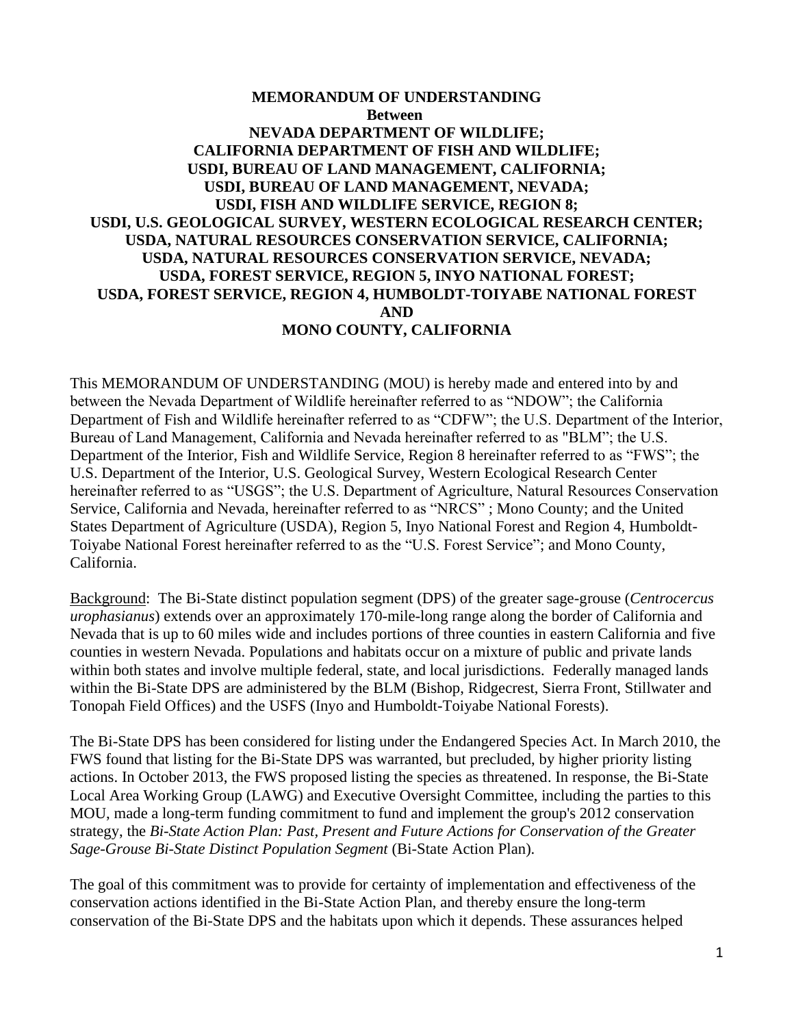**MEMORANDUM OF UNDERSTANDING**
**Between**
**NEVADA DEPARTMENT OF WILDLIFE;**
**CALIFORNIA DEPARTMENT OF FISH AND WILDLIFE;**
**USDI, BUREAU OF LAND MANAGEMENT, CALIFORNIA;**
**USDI, BUREAU OF LAND MANAGEMENT, NEVADA;**
**USDI, FISH AND WILDLIFE SERVICE, REGION 8;**
**USDI, U.S. GEOLOGICAL SURVEY, WESTERN ECOLOGICAL RESEARCH CENTER;**
**USDA, NATURAL RESOURCES CONSERVATION SERVICE, CALIFORNIA;**
**USDA, NATURAL RESOURCES CONSERVATION SERVICE, NEVADA;**
**USDA, FOREST SERVICE, REGION 5, INYO NATIONAL FOREST;**
**USDA, FOREST SERVICE, REGION 4, HUMBOLDT-TOIYABE NATIONAL FOREST**
**AND**
**MONO COUNTY, CALIFORNIA**

This MEMORANDUM OF UNDERSTANDING (MOU) is hereby made and entered into by and between the Nevada Department of Wildlife hereinafter referred to as "NDOW"; the California Department of Fish and Wildlife hereinafter referred to as "CDFW"; the U.S. Department of the Interior, Bureau of Land Management, California and Nevada hereinafter referred to as "BLM"; the U.S. Department of the Interior, Fish and Wildlife Service, Region 8 hereinafter referred to as "FWS"; the U.S. Department of the Interior, U.S. Geological Survey, Western Ecological Research Center hereinafter referred to as "USGS"; the U.S. Department of Agriculture, Natural Resources Conservation Service, California and Nevada, hereinafter referred to as "NRCS" ; Mono County; and the United States Department of Agriculture (USDA), Region 5, Inyo National Forest and Region 4, Humboldt-Toiyabe National Forest hereinafter referred to as the "U.S. Forest Service"; and Mono County, California.

Background: The Bi-State distinct population segment (DPS) of the greater sage-grouse (*Centrocercus urophasianus*) extends over an approximately 170-mile-long range along the border of California and Nevada that is up to 60 miles wide and includes portions of three counties in eastern California and five counties in western Nevada. Populations and habitats occur on a mixture of public and private lands within both states and involve multiple federal, state, and local jurisdictions. Federally managed lands within the Bi-State DPS are administered by the BLM (Bishop, Ridgecrest, Sierra Front, Stillwater and Tonopah Field Offices) and the USFS (Inyo and Humboldt-Toiyabe National Forests).

The Bi-State DPS has been considered for listing under the Endangered Species Act. In March 2010, the FWS found that listing for the Bi-State DPS was warranted, but precluded, by higher priority listing actions. In October 2013, the FWS proposed listing the species as threatened. In response, the Bi-State Local Area Working Group (LAWG) and Executive Oversight Committee, including the parties to this MOU, made a long-term funding commitment to fund and implement the group's 2012 conservation strategy, the *Bi-State Action Plan: Past, Present and Future Actions for Conservation of the Greater Sage-Grouse Bi-State Distinct Population Segment* (Bi-State Action Plan).

The goal of this commitment was to provide for certainty of implementation and effectiveness of the conservation actions identified in the Bi-State Action Plan, and thereby ensure the long-term conservation of the Bi-State DPS and the habitats upon which it depends. These assurances helped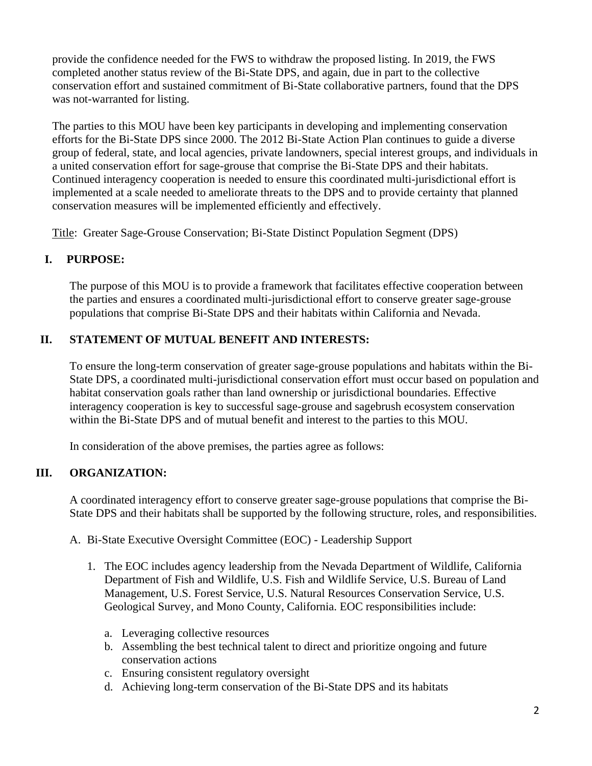provide the confidence needed for the FWS to withdraw the proposed listing. In 2019, the FWS completed another status review of the Bi-State DPS, and again, due in part to the collective conservation effort and sustained commitment of Bi-State collaborative partners, found that the DPS was not-warranted for listing.

The parties to this MOU have been key participants in developing and implementing conservation efforts for the Bi-State DPS since 2000. The 2012 Bi-State Action Plan continues to guide a diverse group of federal, state, and local agencies, private landowners, special interest groups, and individuals in a united conservation effort for sage-grouse that comprise the Bi-State DPS and their habitats. Continued interagency cooperation is needed to ensure this coordinated multi-jurisdictional effort is implemented at a scale needed to ameliorate threats to the DPS and to provide certainty that planned conservation measures will be implemented efficiently and effectively.

Title: Greater Sage-Grouse Conservation; Bi-State Distinct Population Segment (DPS)

## I. PURPOSE:

The purpose of this MOU is to provide a framework that facilitates effective cooperation between the parties and ensures a coordinated multi-jurisdictional effort to conserve greater sage-grouse populations that comprise Bi-State DPS and their habitats within California and Nevada.

## II. STATEMENT OF MUTUAL BENEFIT AND INTERESTS:

To ensure the long-term conservation of greater sage-grouse populations and habitats within the Bi-State DPS, a coordinated multi-jurisdictional conservation effort must occur based on population and habitat conservation goals rather than land ownership or jurisdictional boundaries. Effective interagency cooperation is key to successful sage-grouse and sagebrush ecosystem conservation within the Bi-State DPS and of mutual benefit and interest to the parties to this MOU.

In consideration of the above premises, the parties agree as follows:

## III. ORGANIZATION:

A coordinated interagency effort to conserve greater sage-grouse populations that comprise the Bi-State DPS and their habitats shall be supported by the following structure, roles, and responsibilities.

A. Bi-State Executive Oversight Committee (EOC) - Leadership Support

1. The EOC includes agency leadership from the Nevada Department of Wildlife, California Department of Fish and Wildlife, U.S. Fish and Wildlife Service, U.S. Bureau of Land Management, U.S. Forest Service, U.S. Natural Resources Conservation Service, U.S. Geological Survey, and Mono County, California. EOC responsibilities include:

    a. Leveraging collective resources
    b. Assembling the best technical talent to direct and prioritize ongoing and future conservation actions
    c. Ensuring consistent regulatory oversight
    d. Achieving long-term conservation of the Bi-State DPS and its habitats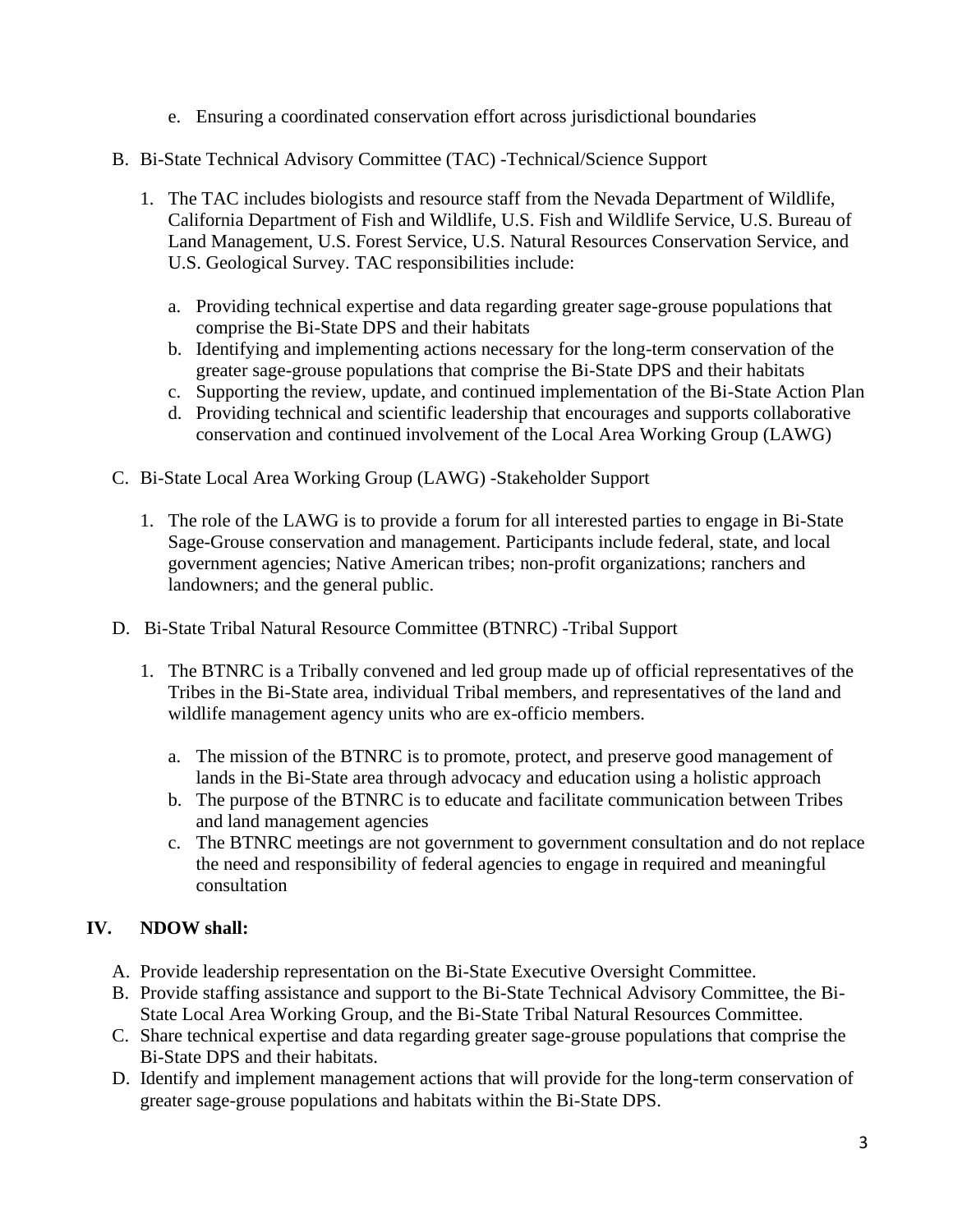e. Ensuring a coordinated conservation effort across jurisdictional boundaries

B. Bi-State Technical Advisory Committee (TAC) -Technical/Science Support

   1. The TAC includes biologists and resource staff from the Nevada Department of Wildlife, California Department of Fish and Wildlife, U.S. Fish and Wildlife Service, U.S. Bureau of Land Management, U.S. Forest Service, U.S. Natural Resources Conservation Service, and U.S. Geological Survey. TAC responsibilities include:

      a. Providing technical expertise and data regarding greater sage-grouse populations that comprise the Bi-State DPS and their habitats
      b. Identifying and implementing actions necessary for the long-term conservation of the greater sage-grouse populations that comprise the Bi-State DPS and their habitats
      c. Supporting the review, update, and continued implementation of the Bi-State Action Plan
      d. Providing technical and scientific leadership that encourages and supports collaborative conservation and continued involvement of the Local Area Working Group (LAWG)

C. Bi-State Local Area Working Group (LAWG) -Stakeholder Support

   1. The role of the LAWG is to provide a forum for all interested parties to engage in Bi-State Sage-Grouse conservation and management. Participants include federal, state, and local government agencies; Native American tribes; non-profit organizations; ranchers and landowners; and the general public.

D. Bi-State Tribal Natural Resource Committee (BTNRC) -Tribal Support

   1. The BTNRC is a Tribally convened and led group made up of official representatives of the Tribes in the Bi-State area, individual Tribal members, and representatives of the land and wildlife management agency units who are ex-officio members.

      a. The mission of the BTNRC is to promote, protect, and preserve good management of lands in the Bi-State area through advocacy and education using a holistic approach
      b. The purpose of the BTNRC is to educate and facilitate communication between Tribes and land management agencies
      c. The BTNRC meetings are not government to government consultation and do not replace the need and responsibility of federal agencies to engage in required and meaningful consultation

## IV. NDOW shall:

A. Provide leadership representation on the Bi-State Executive Oversight Committee.
B. Provide staffing assistance and support to the Bi-State Technical Advisory Committee, the Bi-State Local Area Working Group, and the Bi-State Tribal Natural Resources Committee.
C. Share technical expertise and data regarding greater sage-grouse populations that comprise the Bi-State DPS and their habitats.
D. Identify and implement management actions that will provide for the long-term conservation of greater sage-grouse populations and habitats within the Bi-State DPS.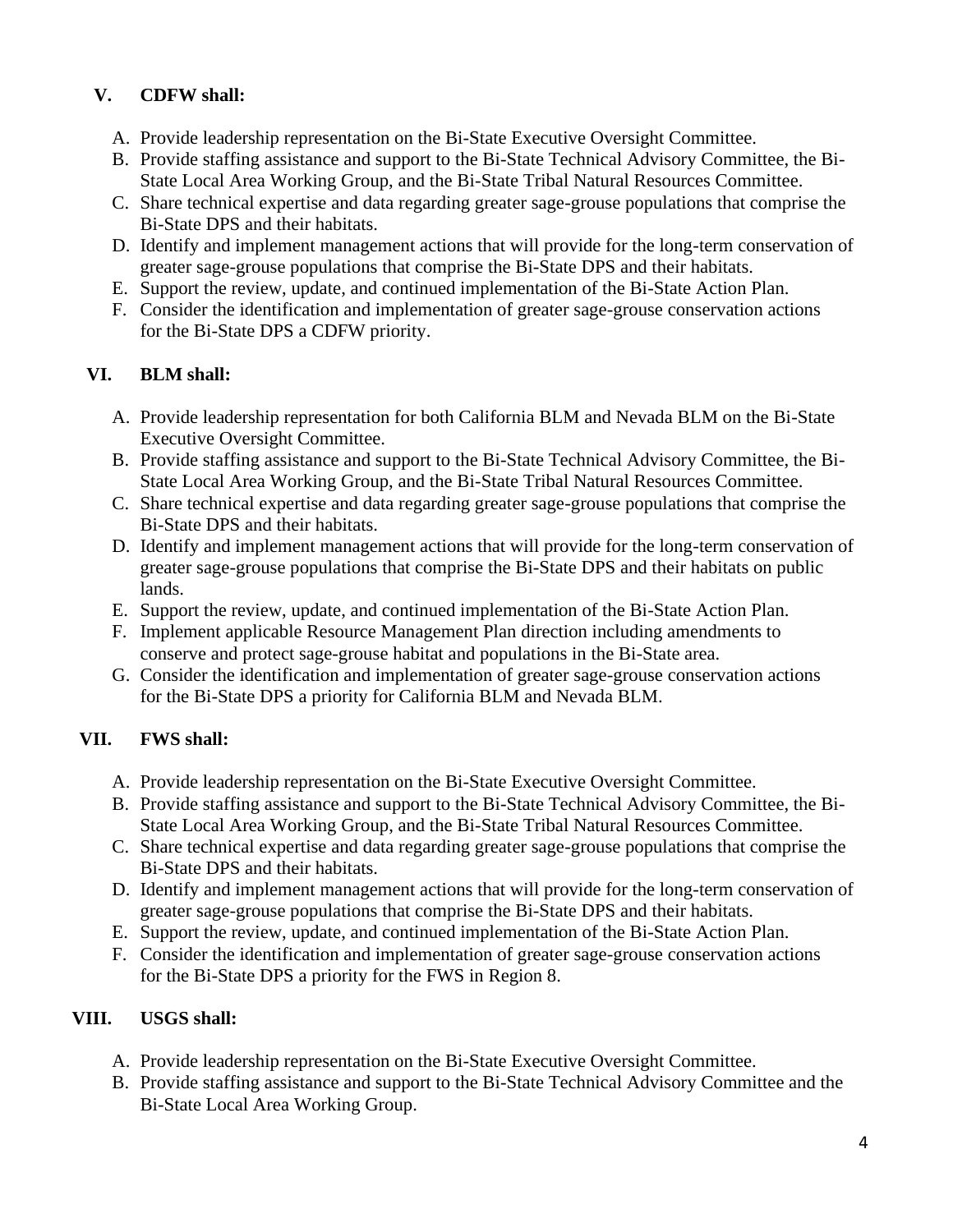**V. CDFW shall:**

A. Provide leadership representation on the Bi-State Executive Oversight Committee.
B. Provide staffing assistance and support to the Bi-State Technical Advisory Committee, the Bi-State Local Area Working Group, and the Bi-State Tribal Natural Resources Committee.
C. Share technical expertise and data regarding greater sage-grouse populations that comprise the Bi-State DPS and their habitats.
D. Identify and implement management actions that will provide for the long-term conservation of greater sage-grouse populations that comprise the Bi-State DPS and their habitats.
E. Support the review, update, and continued implementation of the Bi-State Action Plan.
F. Consider the identification and implementation of greater sage-grouse conservation actions for the Bi-State DPS a CDFW priority.

**VI. BLM shall:**

A. Provide leadership representation for both California BLM and Nevada BLM on the Bi-State Executive Oversight Committee.
B. Provide staffing assistance and support to the Bi-State Technical Advisory Committee, the Bi-State Local Area Working Group, and the Bi-State Tribal Natural Resources Committee.
C. Share technical expertise and data regarding greater sage-grouse populations that comprise the Bi-State DPS and their habitats.
D. Identify and implement management actions that will provide for the long-term conservation of greater sage-grouse populations that comprise the Bi-State DPS and their habitats on public lands.
E. Support the review, update, and continued implementation of the Bi-State Action Plan.
F. Implement applicable Resource Management Plan direction including amendments to conserve and protect sage-grouse habitat and populations in the Bi-State area.
G. Consider the identification and implementation of greater sage-grouse conservation actions for the Bi-State DPS a priority for California BLM and Nevada BLM.

**VII. FWS shall:**

A. Provide leadership representation on the Bi-State Executive Oversight Committee.
B. Provide staffing assistance and support to the Bi-State Technical Advisory Committee, the Bi-State Local Area Working Group, and the Bi-State Tribal Natural Resources Committee.
C. Share technical expertise and data regarding greater sage-grouse populations that comprise the Bi-State DPS and their habitats.
D. Identify and implement management actions that will provide for the long-term conservation of greater sage-grouse populations that comprise the Bi-State DPS and their habitats.
E. Support the review, update, and continued implementation of the Bi-State Action Plan.
F. Consider the identification and implementation of greater sage-grouse conservation actions for the Bi-State DPS a priority for the FWS in Region 8.

**VIII. USGS shall:**

A. Provide leadership representation on the Bi-State Executive Oversight Committee.
B. Provide staffing assistance and support to the Bi-State Technical Advisory Committee and the Bi-State Local Area Working Group.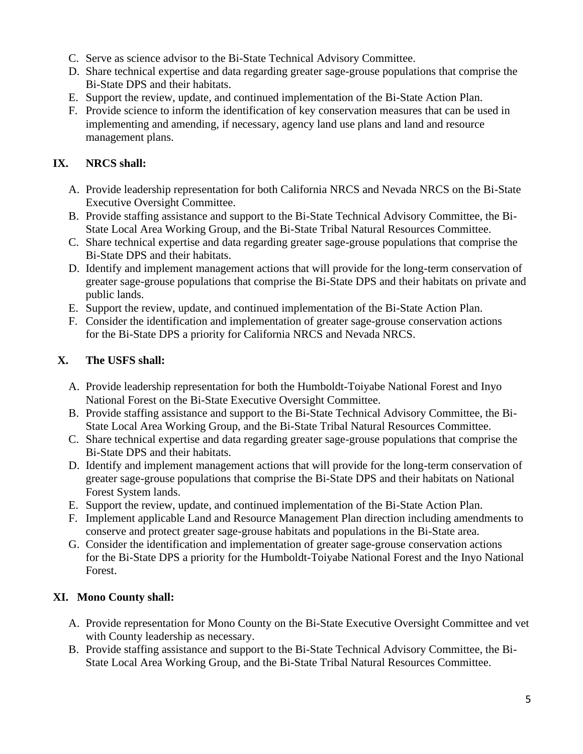C. Serve as science advisor to the Bi-State Technical Advisory Committee.
D. Share technical expertise and data regarding greater sage-grouse populations that comprise the Bi-State DPS and their habitats.
E. Support the review, update, and continued implementation of the Bi-State Action Plan.
F. Provide science to inform the identification of key conservation measures that can be used in implementing and amending, if necessary, agency land use plans and land and resource management plans.

## IX. NRCS shall:

A. Provide leadership representation for both California NRCS and Nevada NRCS on the Bi-State Executive Oversight Committee.
B. Provide staffing assistance and support to the Bi-State Technical Advisory Committee, the Bi-State Local Area Working Group, and the Bi-State Tribal Natural Resources Committee.
C. Share technical expertise and data regarding greater sage-grouse populations that comprise the Bi-State DPS and their habitats.
D. Identify and implement management actions that will provide for the long-term conservation of greater sage-grouse populations that comprise the Bi-State DPS and their habitats on private and public lands.
E. Support the review, update, and continued implementation of the Bi-State Action Plan.
F. Consider the identification and implementation of greater sage-grouse conservation actions for the Bi-State DPS a priority for California NRCS and Nevada NRCS.

## X. The USFS shall:

A. Provide leadership representation for both the Humboldt-Toiyabe National Forest and Inyo National Forest on the Bi-State Executive Oversight Committee.
B. Provide staffing assistance and support to the Bi-State Technical Advisory Committee, the Bi-State Local Area Working Group, and the Bi-State Tribal Natural Resources Committee.
C. Share technical expertise and data regarding greater sage-grouse populations that comprise the Bi-State DPS and their habitats.
D. Identify and implement management actions that will provide for the long-term conservation of greater sage-grouse populations that comprise the Bi-State DPS and their habitats on National Forest System lands.
E. Support the review, update, and continued implementation of the Bi-State Action Plan.
F. Implement applicable Land and Resource Management Plan direction including amendments to conserve and protect greater sage-grouse habitats and populations in the Bi-State area.
G. Consider the identification and implementation of greater sage-grouse conservation actions for the Bi-State DPS a priority for the Humboldt-Toiyabe National Forest and the Inyo National Forest.

## XI. Mono County shall:

A. Provide representation for Mono County on the Bi-State Executive Oversight Committee and vet with County leadership as necessary.
B. Provide staffing assistance and support to the Bi-State Technical Advisory Committee, the Bi-State Local Area Working Group, and the Bi-State Tribal Natural Resources Committee.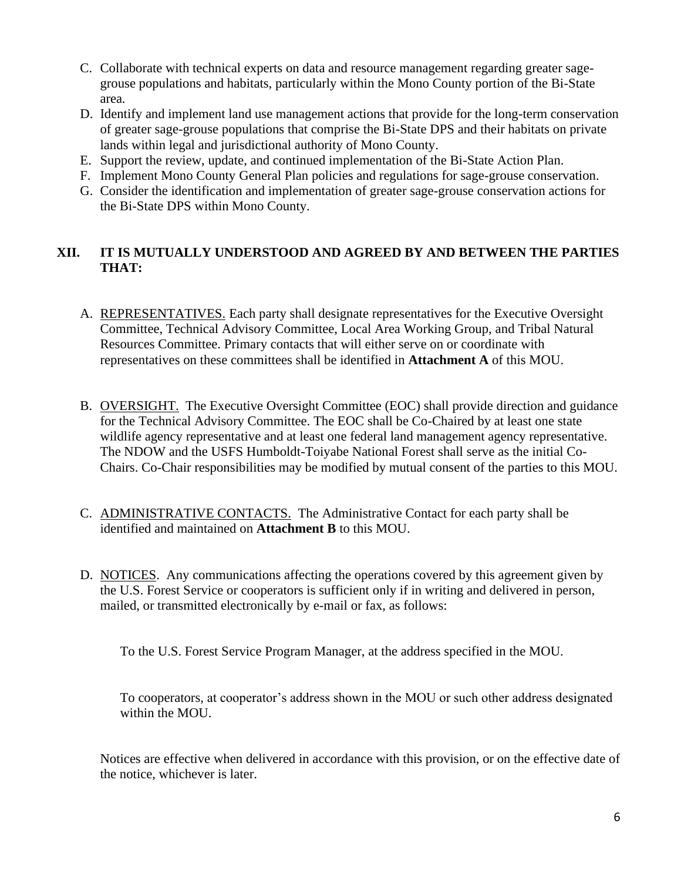C. Collaborate with technical experts on data and resource management regarding greater sage-grouse populations and habitats, particularly within the Mono County portion of the Bi-State area.
D. Identify and implement land use management actions that provide for the long-term conservation of greater sage-grouse populations that comprise the Bi-State DPS and their habitats on private lands within legal and jurisdictional authority of Mono County.
E. Support the review, update, and continued implementation of the Bi-State Action Plan.
F. Implement Mono County General Plan policies and regulations for sage-grouse conservation.
G. Consider the identification and implementation of greater sage-grouse conservation actions for the Bi-State DPS within Mono County.

## XII. IT IS MUTUALLY UNDERSTOOD AND AGREED BY AND BETWEEN THE PARTIES THAT:

A. REPRESENTATIVES. Each party shall designate representatives for the Executive Oversight Committee, Technical Advisory Committee, Local Area Working Group, and Tribal Natural Resources Committee. Primary contacts that will either serve on or coordinate with representatives on these committees shall be identified in **Attachment A** of this MOU.

B. OVERSIGHT. The Executive Oversight Committee (EOC) shall provide direction and guidance for the Technical Advisory Committee. The EOC shall be Co-Chaired by at least one state wildlife agency representative and at least one federal land management agency representative. The NDOW and the USFS Humboldt-Toiyabe National Forest shall serve as the initial Co-Chairs. Co-Chair responsibilities may be modified by mutual consent of the parties to this MOU.

C. ADMINISTRATIVE CONTACTS. The Administrative Contact for each party shall be identified and maintained on **Attachment B** to this MOU.

D. NOTICES. Any communications affecting the operations covered by this agreement given by the U.S. Forest Service or cooperators is sufficient only if in writing and delivered in person, mailed, or transmitted electronically by e-mail or fax, as follows:

   To the U.S. Forest Service Program Manager, at the address specified in the MOU.

   To cooperators, at cooperator's address shown in the MOU or such other address designated within the MOU.

Notices are effective when delivered in accordance with this provision, or on the effective date of the notice, whichever is later.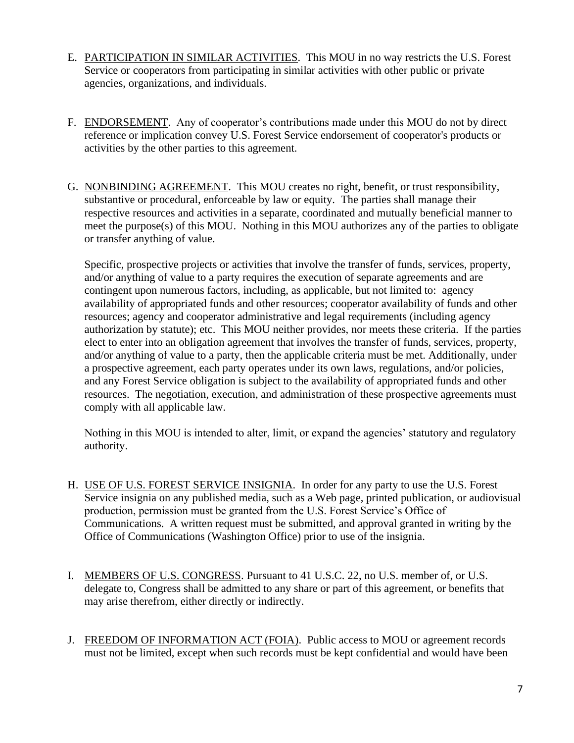E. PARTICIPATION IN SIMILAR ACTIVITIES. This MOU in no way restricts the U.S. Forest Service or cooperators from participating in similar activities with other public or private agencies, organizations, and individuals.

F. ENDORSEMENT. Any of cooperator's contributions made under this MOU do not by direct reference or implication convey U.S. Forest Service endorsement of cooperator's products or activities by the other parties to this agreement.

G. NONBINDING AGREEMENT. This MOU creates no right, benefit, or trust responsibility, substantive or procedural, enforceable by law or equity. The parties shall manage their respective resources and activities in a separate, coordinated and mutually beneficial manner to meet the purpose(s) of this MOU. Nothing in this MOU authorizes any of the parties to obligate or transfer anything of value.

   Specific, prospective projects or activities that involve the transfer of funds, services, property, and/or anything of value to a party requires the execution of separate agreements and are contingent upon numerous factors, including, as applicable, but not limited to: agency availability of appropriated funds and other resources; cooperator availability of funds and other resources; agency and cooperator administrative and legal requirements (including agency authorization by statute); etc. This MOU neither provides, nor meets these criteria. If the parties elect to enter into an obligation agreement that involves the transfer of funds, services, property, and/or anything of value to a party, then the applicable criteria must be met. Additionally, under a prospective agreement, each party operates under its own laws, regulations, and/or policies, and any Forest Service obligation is subject to the availability of appropriated funds and other resources. The negotiation, execution, and administration of these prospective agreements must comply with all applicable law.

   Nothing in this MOU is intended to alter, limit, or expand the agencies' statutory and regulatory authority.

H. USE OF U.S. FOREST SERVICE INSIGNIA. In order for any party to use the U.S. Forest Service insignia on any published media, such as a Web page, printed publication, or audiovisual production, permission must be granted from the U.S. Forest Service's Office of Communications. A written request must be submitted, and approval granted in writing by the Office of Communications (Washington Office) prior to use of the insignia.

I. MEMBERS OF U.S. CONGRESS. Pursuant to 41 U.S.C. 22, no U.S. member of, or U.S. delegate to, Congress shall be admitted to any share or part of this agreement, or benefits that may arise therefrom, either directly or indirectly.

J. FREEDOM OF INFORMATION ACT (FOIA). Public access to MOU or agreement records must not be limited, except when such records must be kept confidential and would have been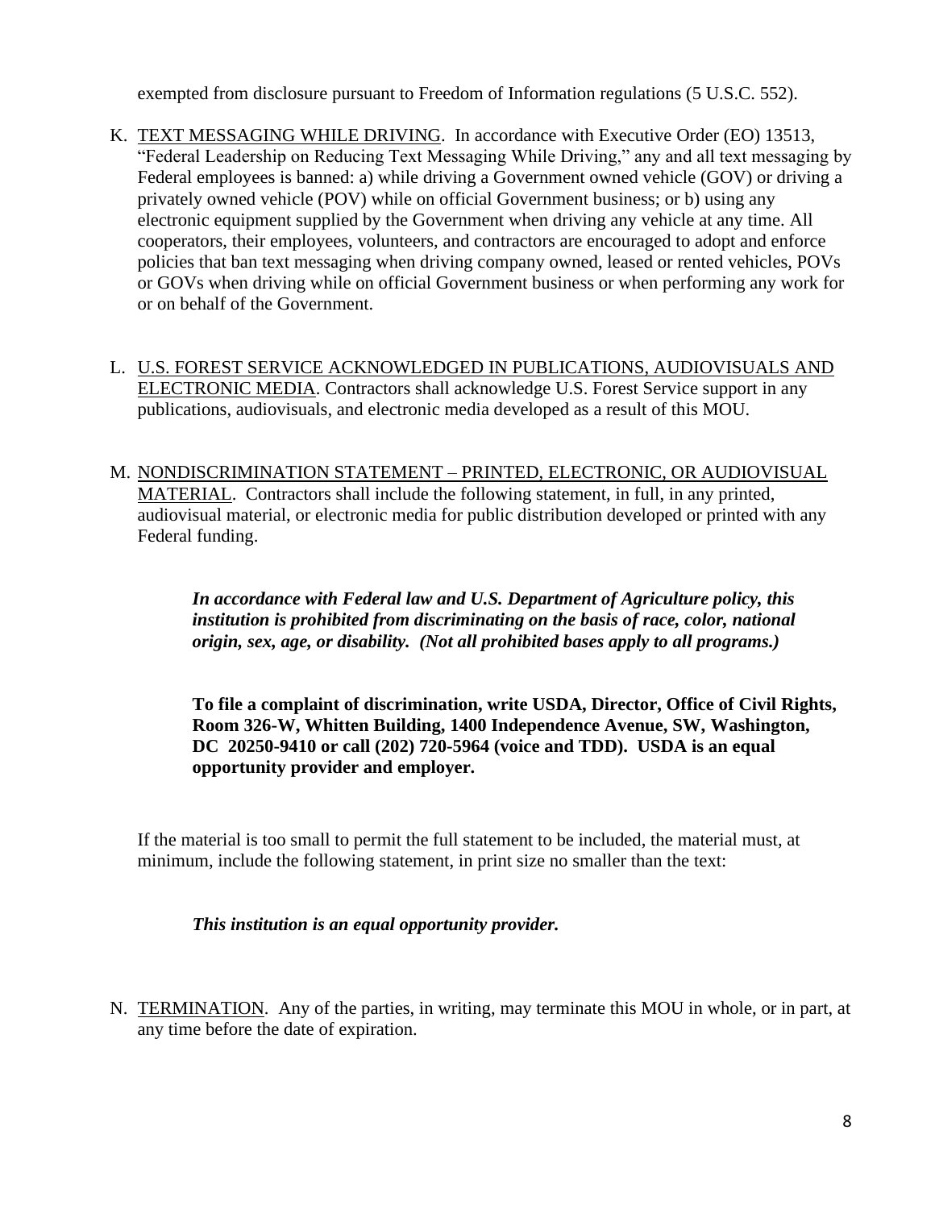exempted from disclosure pursuant to Freedom of Information regulations (5 U.S.C. 552).

K. TEXT MESSAGING WHILE DRIVING. In accordance with Executive Order (EO) 13513, "Federal Leadership on Reducing Text Messaging While Driving," any and all text messaging by Federal employees is banned: a) while driving a Government owned vehicle (GOV) or driving a privately owned vehicle (POV) while on official Government business; or b) using any electronic equipment supplied by the Government when driving any vehicle at any time. All cooperators, their employees, volunteers, and contractors are encouraged to adopt and enforce policies that ban text messaging when driving company owned, leased or rented vehicles, POVs or GOVs when driving while on official Government business or when performing any work for or on behalf of the Government.

L. U.S. FOREST SERVICE ACKNOWLEDGED IN PUBLICATIONS, AUDIOVISUALS AND ELECTRONIC MEDIA. Contractors shall acknowledge U.S. Forest Service support in any publications, audiovisuals, and electronic media developed as a result of this MOU.

M. NONDISCRIMINATION STATEMENT – PRINTED, ELECTRONIC, OR AUDIOVISUAL MATERIAL. Contractors shall include the following statement, in full, in any printed, audiovisual material, or electronic media for public distribution developed or printed with any Federal funding.

> ***In accordance with Federal law and U.S. Department of Agriculture policy, this institution is prohibited from discriminating on the basis of race, color, national origin, sex, age, or disability. (Not all prohibited bases apply to all programs.)***
>
> **To file a complaint of discrimination, write USDA, Director, Office of Civil Rights, Room 326-W, Whitten Building, 1400 Independence Avenue, SW, Washington, DC 20250-9410 or call (202) 720-5964 (voice and TDD). USDA is an equal opportunity provider and employer.**

If the material is too small to permit the full statement to be included, the material must, at minimum, include the following statement, in print size no smaller than the text:

> ***This institution is an equal opportunity provider.***

N. TERMINATION. Any of the parties, in writing, may terminate this MOU in whole, or in part, at any time before the date of expiration.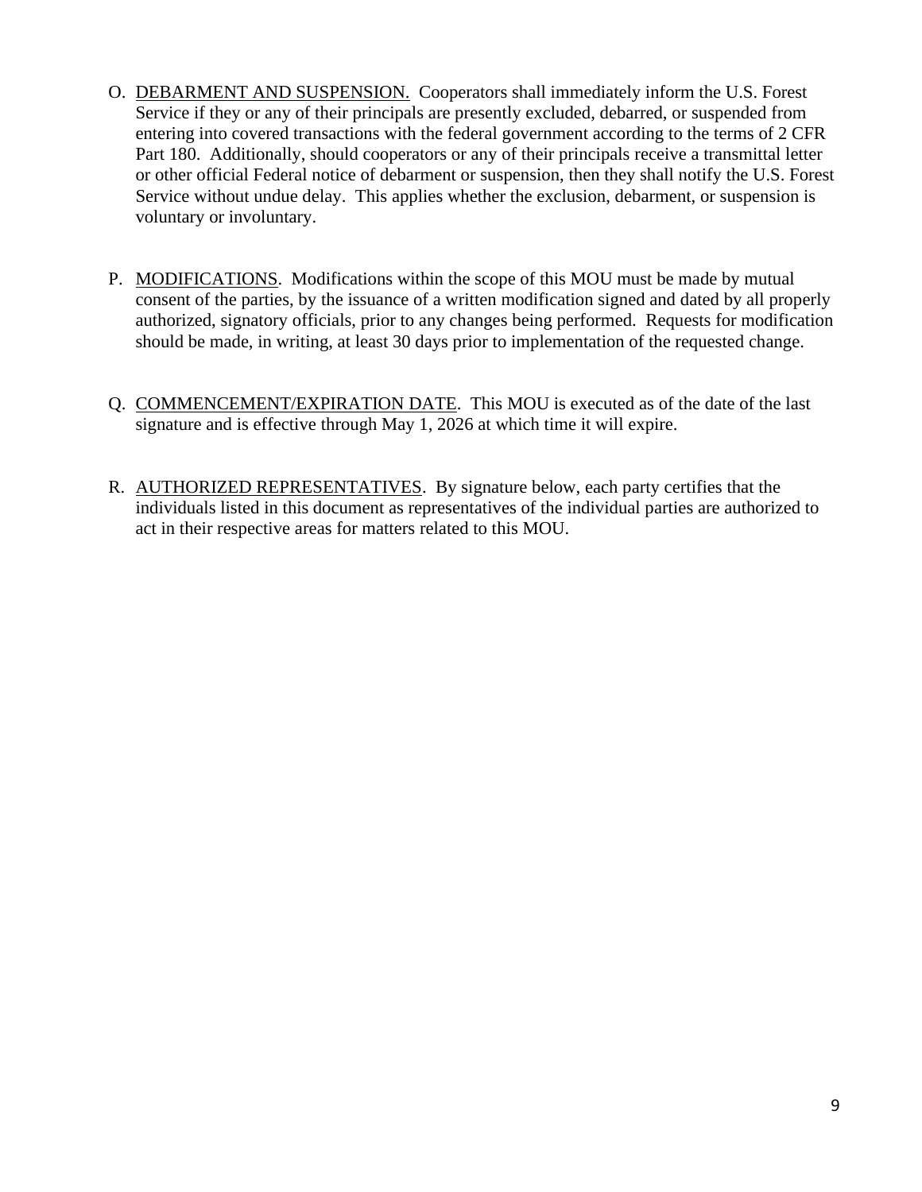O. DEBARMENT AND SUSPENSION. Cooperators shall immediately inform the U.S. Forest Service if they or any of their principals are presently excluded, debarred, or suspended from entering into covered transactions with the federal government according to the terms of 2 CFR Part 180. Additionally, should cooperators or any of their principals receive a transmittal letter or other official Federal notice of debarment or suspension, then they shall notify the U.S. Forest Service without undue delay. This applies whether the exclusion, debarment, or suspension is voluntary or involuntary.

P. MODIFICATIONS. Modifications within the scope of this MOU must be made by mutual consent of the parties, by the issuance of a written modification signed and dated by all properly authorized, signatory officials, prior to any changes being performed. Requests for modification should be made, in writing, at least 30 days prior to implementation of the requested change.

Q. COMMENCEMENT/EXPIRATION DATE. This MOU is executed as of the date of the last signature and is effective through May 1, 2026 at which time it will expire.

R. AUTHORIZED REPRESENTATIVES. By signature below, each party certifies that the individuals listed in this document as representatives of the individual parties are authorized to act in their respective areas for matters related to this MOU.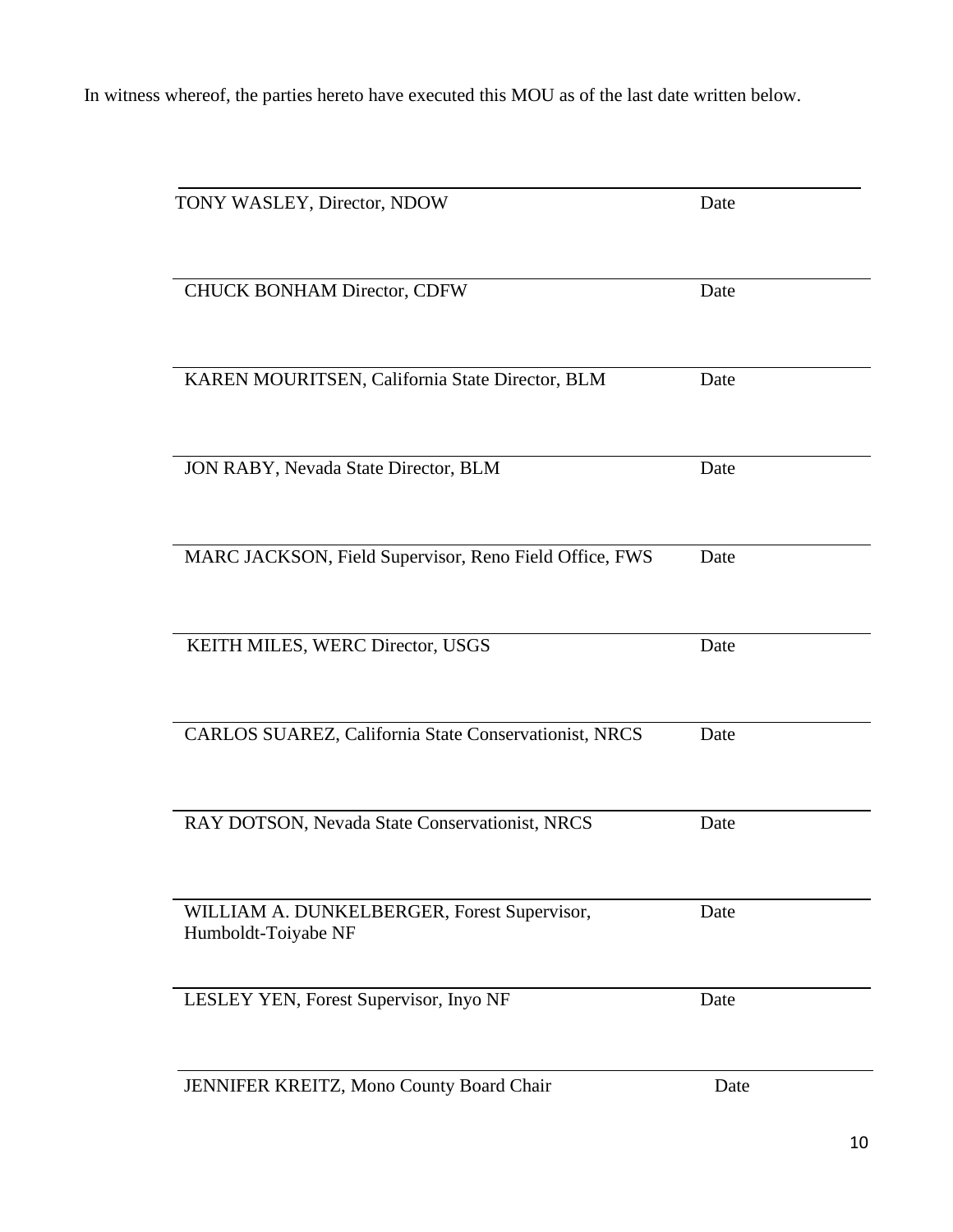In witness whereof, the parties hereto have executed this MOU as of the last date written below.

| Signature | Date |
|---|---|
| TONY WASLEY, Director, NDOW | Date |
| CHUCK BONHAM Director, CDFW | Date |
| KAREN MOURITSEN, California State Director, BLM | Date |
| JON RABY, Nevada State Director, BLM | Date |
| MARC JACKSON, Field Supervisor, Reno Field Office, FWS | Date |
| KEITH MILES, WERC Director, USGS | Date |
| CARLOS SUAREZ, California State Conservationist, NRCS | Date |
| RAY DOTSON, Nevada State Conservationist, NRCS | Date |
| WILLIAM A. DUNKELBERGER, Forest Supervisor, Humboldt-Toiyabe NF | Date |
| LESLEY YEN, Forest Supervisor, Inyo NF | Date |
| JENNIFER KREITZ, Mono County Board Chair | Date |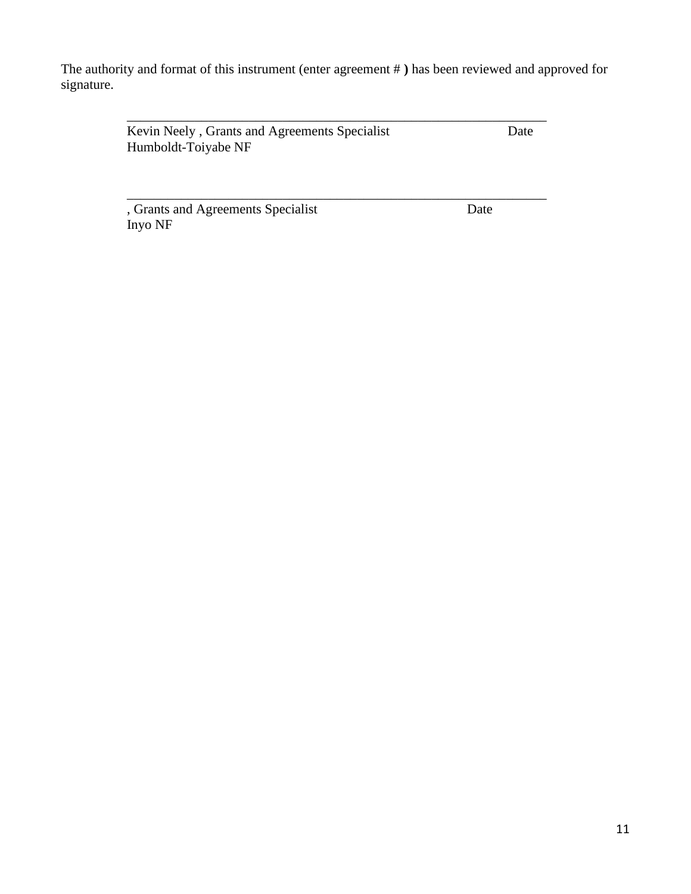The authority and format of this instrument (enter agreement # **)** has been reviewed and approved for signature.

\_\_\_\_\_\_\_\_\_\_\_\_\_\_\_\_\_\_\_\_\_\_\_\_\_\_\_\_\_\_\_\_\_\_\_\_\_\_\_\_\_\_\_\_\_\_\_\_\_\_\_\_\_\_\_\_\_\_\_\_\_\_

Kevin Neely , Grants and Agreements Specialist Date
Humboldt-Toiyabe NF

\_\_\_\_\_\_\_\_\_\_\_\_\_\_\_\_\_\_\_\_\_\_\_\_\_\_\_\_\_\_\_\_\_\_\_\_\_\_\_\_\_\_\_\_\_\_\_\_\_\_\_\_\_\_\_\_\_\_\_\_\_\_

, Grants and Agreements Specialist Date
Inyo NF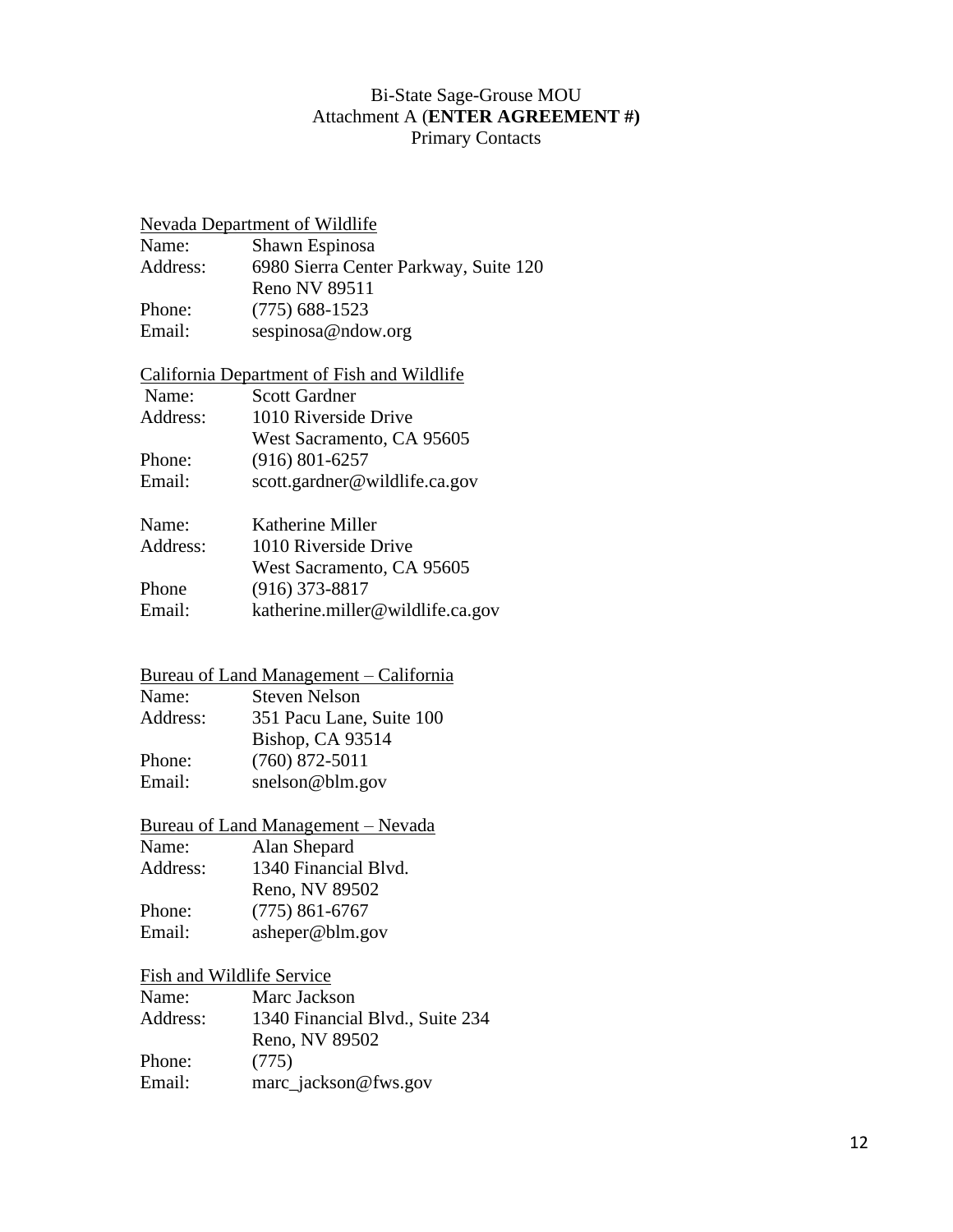Bi-State Sage-Grouse MOU
Attachment A (**ENTER AGREEMENT #)**
Primary Contacts

<u>Nevada Department of Wildlife</u>

Name: Shawn Espinosa
Address: 6980 Sierra Center Parkway, Suite 120
Reno NV 89511
Phone: (775) 688-1523
Email: sespinosa@ndow.org

<u>California Department of Fish and Wildlife</u>

Name: Scott Gardner
Address: 1010 Riverside Drive
West Sacramento, CA 95605
Phone: (916) 801-6257
Email: scott.gardner@wildlife.ca.gov

Name: Katherine Miller
Address: 1010 Riverside Drive
West Sacramento, CA 95605
Phone (916) 373-8817
Email: katherine.miller@wildlife.ca.gov

<u>Bureau of Land Management – California</u>

Name: Steven Nelson
Address: 351 Pacu Lane, Suite 100
Bishop, CA 93514
Phone: (760) 872-5011
Email: snelson@blm.gov

<u>Bureau of Land Management – Nevada</u>

Name: Alan Shepard
Address: 1340 Financial Blvd.
Reno, NV 89502
Phone: (775) 861-6767
Email: asheper@blm.gov

<u>Fish and Wildlife Service</u>

Name: Marc Jackson
Address: 1340 Financial Blvd., Suite 234
Reno, NV 89502
Phone: (775)
Email: marc_jackson@fws.gov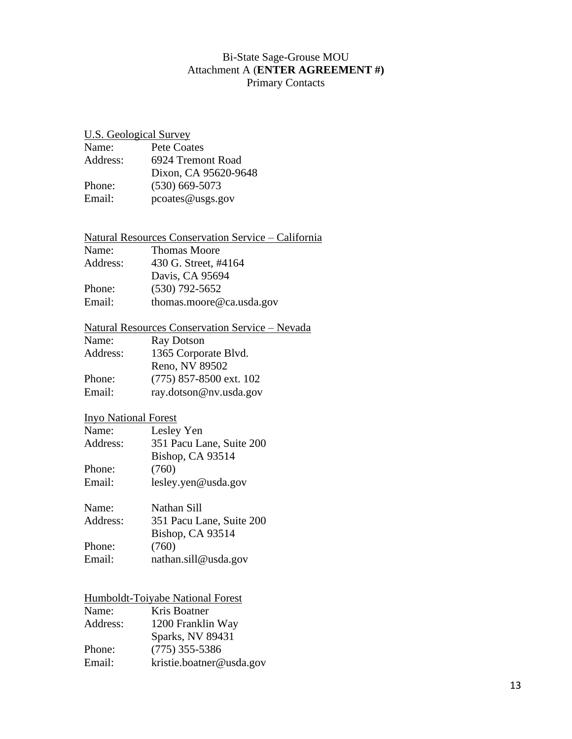Bi-State Sage-Grouse MOU
Attachment A (**ENTER AGREEMENT #)**
Primary Contacts

U.S. Geological Survey

Name: Pete Coates
Address: 6924 Tremont Road
Dixon, CA 95620-9648
Phone: (530) 669-5073
Email: pcoates@usgs.gov

Natural Resources Conservation Service – California

Name: Thomas Moore
Address: 430 G. Street, #4164
Davis, CA 95694
Phone: (530) 792-5652
Email: thomas.moore@ca.usda.gov

Natural Resources Conservation Service – Nevada

Name: Ray Dotson
Address: 1365 Corporate Blvd.
Reno, NV 89502
Phone: (775) 857-8500 ext. 102
Email: ray.dotson@nv.usda.gov

Inyo National Forest

Name: Lesley Yen
Address: 351 Pacu Lane, Suite 200
Bishop, CA 93514
Phone: (760)
Email: lesley.yen@usda.gov

Name: Nathan Sill
Address: 351 Pacu Lane, Suite 200
Bishop, CA 93514
Phone: (760)
Email: nathan.sill@usda.gov

Humboldt-Toiyabe National Forest

Name: Kris Boatner
Address: 1200 Franklin Way
Sparks, NV 89431
Phone: (775) 355-5386
Email: kristie.boatner@usda.gov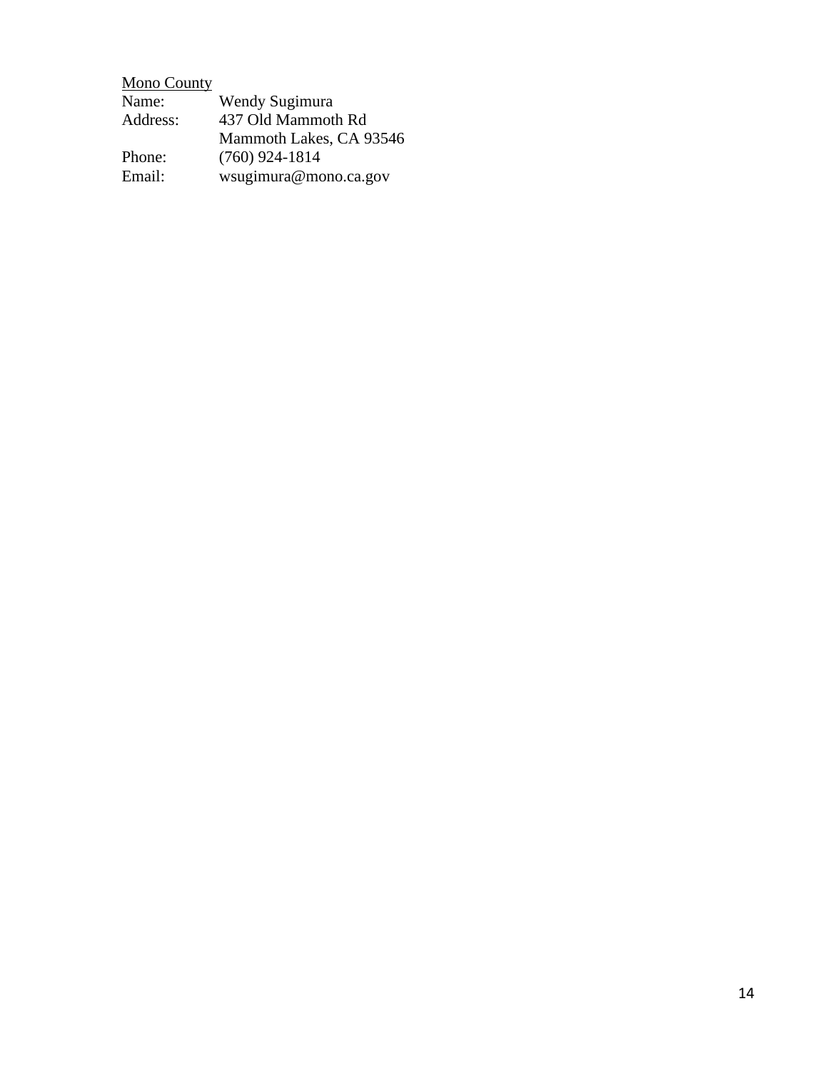<u>Mono County</u>

| | |
|---|---|
| Name: | Wendy Sugimura |
| Address: | 437 Old Mammoth Rd<br>Mammoth Lakes, CA 93546 |
| Phone: | (760) 924-1814 |
| Email: | wsugimura@mono.ca.gov |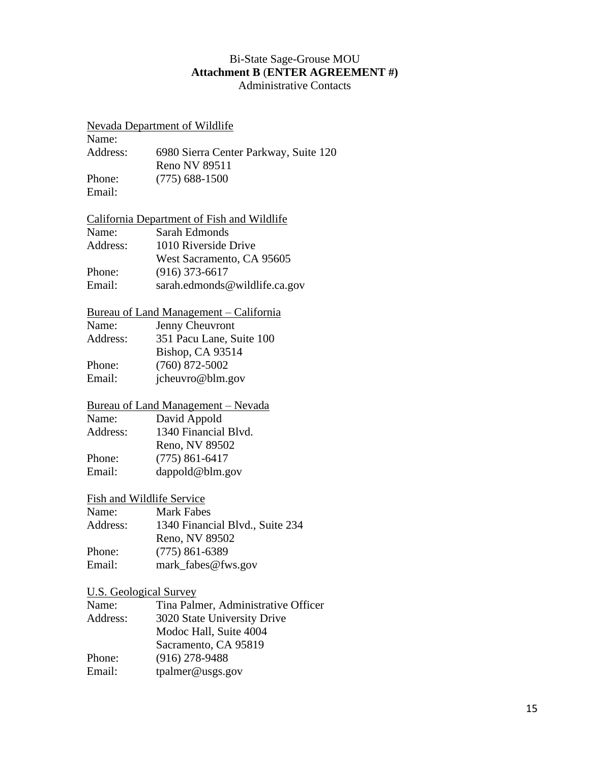Bi-State Sage-Grouse MOU

**Attachment B** (**ENTER AGREEMENT #)**

Administrative Contacts

<u>Nevada Department of Wildlife</u>

Name:
Address: 6980 Sierra Center Parkway, Suite 120
Reno NV 89511
Phone: (775) 688-1500
Email:

<u>California Department of Fish and Wildlife</u>

Name: Sarah Edmonds
Address: 1010 Riverside Drive
West Sacramento, CA 95605
Phone: (916) 373-6617
Email: sarah.edmonds@wildlife.ca.gov

<u>Bureau of Land Management – California</u>

Name: Jenny Cheuvront
Address: 351 Pacu Lane, Suite 100
Bishop, CA 93514
Phone: (760) 872-5002
Email: jcheuvro@blm.gov

<u>Bureau of Land Management – Nevada</u>

Name: David Appold
Address: 1340 Financial Blvd.
Reno, NV 89502
Phone: (775) 861-6417
Email: dappold@blm.gov

<u>Fish and Wildlife Service</u>

Name: Mark Fabes
Address: 1340 Financial Blvd., Suite 234
Reno, NV 89502
Phone: (775) 861-6389
Email: mark_fabes@fws.gov

<u>U.S. Geological Survey</u>

Name: Tina Palmer, Administrative Officer
Address: 3020 State University Drive
Modoc Hall, Suite 4004
Sacramento, CA 95819
Phone: (916) 278-9488
Email: tpalmer@usgs.gov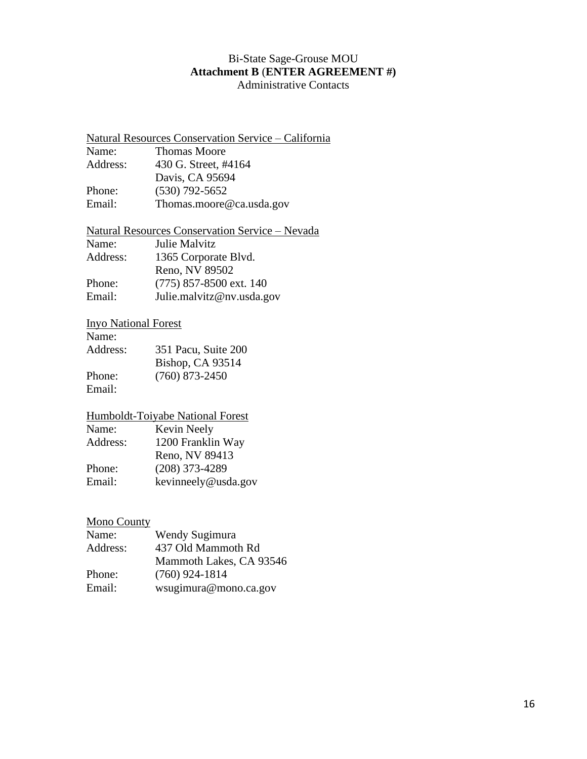Bi-State Sage-Grouse MOU
**Attachment B** (**ENTER AGREEMENT #)**
Administrative Contacts

<u>Natural Resources Conservation Service – California</u>

Name: Thomas Moore
Address: 430 G. Street, #4164
Davis, CA 95694
Phone: (530) 792-5652
Email: Thomas.moore@ca.usda.gov

<u>Natural Resources Conservation Service – Nevada</u>

Name: Julie Malvitz
Address: 1365 Corporate Blvd.
Reno, NV 89502
Phone: (775) 857-8500 ext. 140
Email: Julie.malvitz@nv.usda.gov

<u>Inyo National Forest</u>

Name:
Address: 351 Pacu, Suite 200
Bishop, CA 93514
Phone: (760) 873-2450
Email:

<u>Humboldt-Toiyabe National Forest</u>

Name: Kevin Neely
Address: 1200 Franklin Way
Reno, NV 89413
Phone: (208) 373-4289
Email: kevinneely@usda.gov

<u>Mono County</u>

Name: Wendy Sugimura
Address: 437 Old Mammoth Rd
Mammoth Lakes, CA 93546
Phone: (760) 924-1814
Email: wsugimura@mono.ca.gov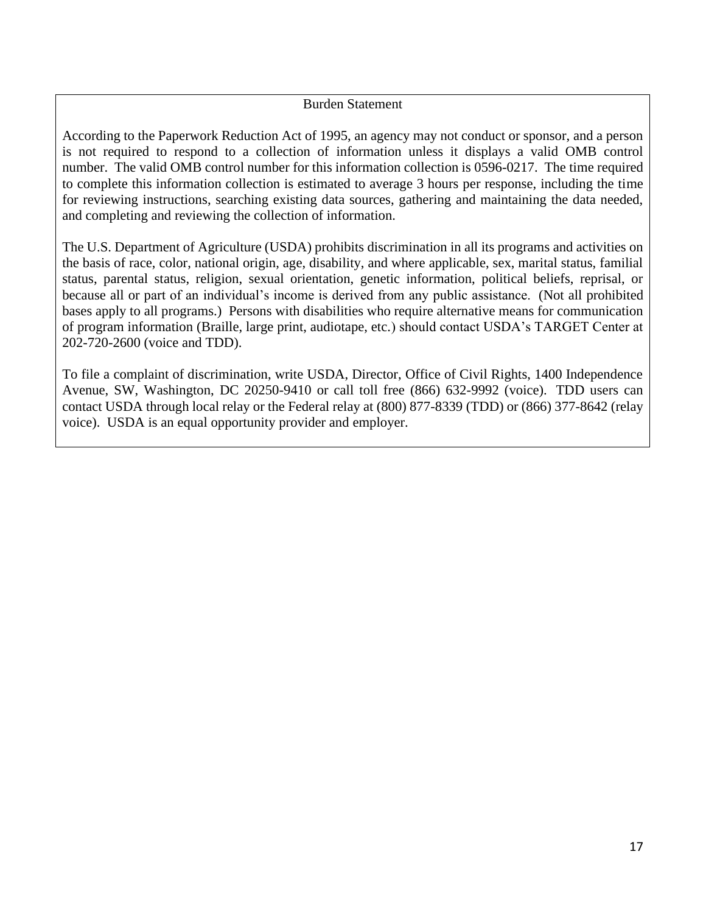## Burden Statement

According to the Paperwork Reduction Act of 1995, an agency may not conduct or sponsor, and a person is not required to respond to a collection of information unless it displays a valid OMB control number. The valid OMB control number for this information collection is 0596-0217. The time required to complete this information collection is estimated to average 3 hours per response, including the time for reviewing instructions, searching existing data sources, gathering and maintaining the data needed, and completing and reviewing the collection of information.

The U.S. Department of Agriculture (USDA) prohibits discrimination in all its programs and activities on the basis of race, color, national origin, age, disability, and where applicable, sex, marital status, familial status, parental status, religion, sexual orientation, genetic information, political beliefs, reprisal, or because all or part of an individual's income is derived from any public assistance. (Not all prohibited bases apply to all programs.) Persons with disabilities who require alternative means for communication of program information (Braille, large print, audiotape, etc.) should contact USDA's TARGET Center at 202-720-2600 (voice and TDD).

To file a complaint of discrimination, write USDA, Director, Office of Civil Rights, 1400 Independence Avenue, SW, Washington, DC 20250-9410 or call toll free (866) 632-9992 (voice). TDD users can contact USDA through local relay or the Federal relay at (800) 877-8339 (TDD) or (866) 377-8642 (relay voice). USDA is an equal opportunity provider and employer.